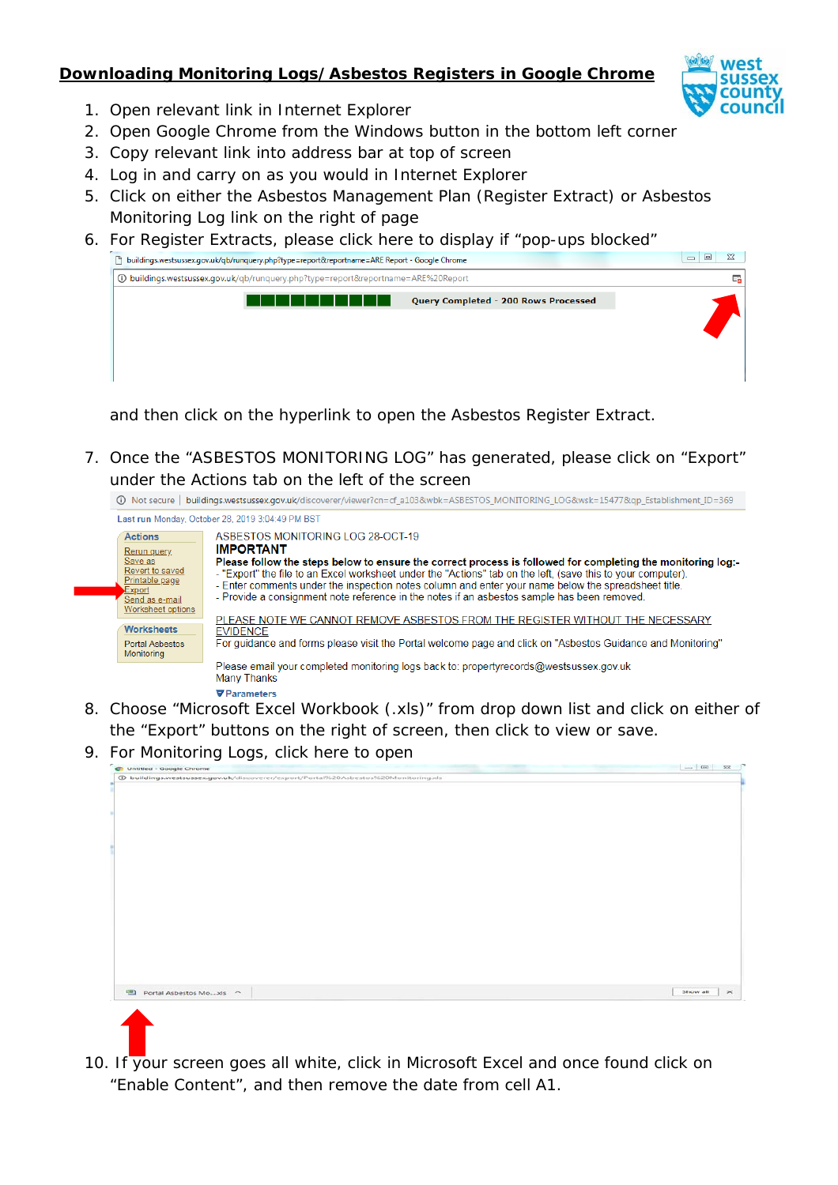## Downloading Monitoring Logs/ Asbestos Registers in Google Chrome

1. Open relevant link in Internet Explorer
2. Open Google Chrome from the Windows button in the bottom left corner
3. Copy relevant link into address bar at top of screen
4. Log in and carry on as you would in Internet Explorer
5. Click on either the Asbestos Management Plan (Register Extract) or Asbestos Monitoring Log link on the right of page
6. For Register Extracts, please click here to display if "pop-ups blocked"

   and then click on the hyperlink to open the Asbestos Register Extract.

7. Once the "ASBESTOS MONITORING LOG" has generated, please click on "Export" under the Actions tab on the left of the screen
8. Choose "Microsoft Excel Workbook (.xls)" from drop down list and click on either of the "Export" buttons on the right of screen, then click to view or save.
9. For Monitoring Logs, click here to open
10. If your screen goes all white, click in Microsoft Excel and once found click on "Enable Content", and then remove the date from cell A1.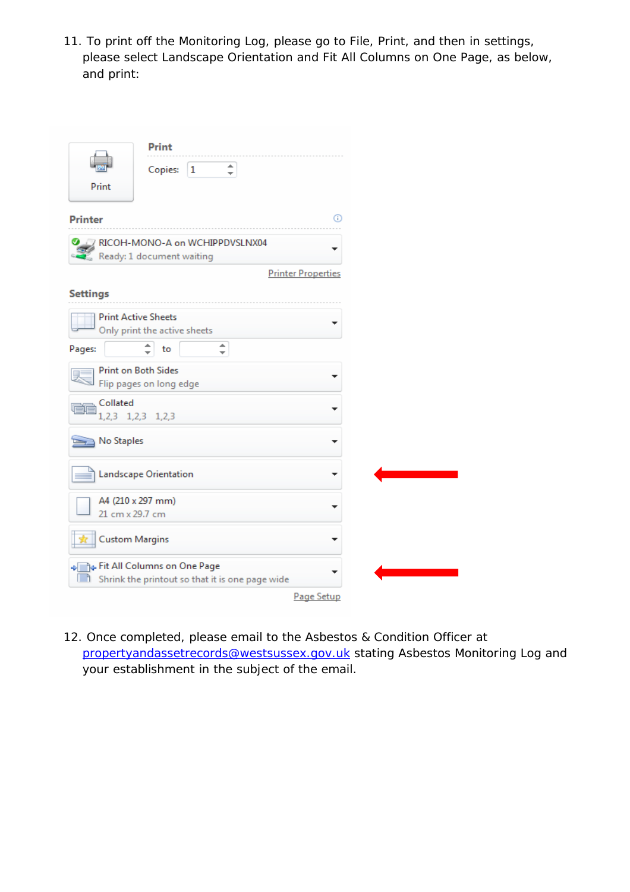11. To print off the Monitoring Log, please go to File, Print, and then in settings, please select Landscape Orientation and Fit All Columns on One Page, as below, and print:

12. Once completed, please email to the Asbestos & Condition Officer at [propertyandassetrecords@westsussex.gov.uk](mailto:propertyandassetrecords@westsussex.gov.uk) stating Asbestos Monitoring Log and your establishment in the subject of the email.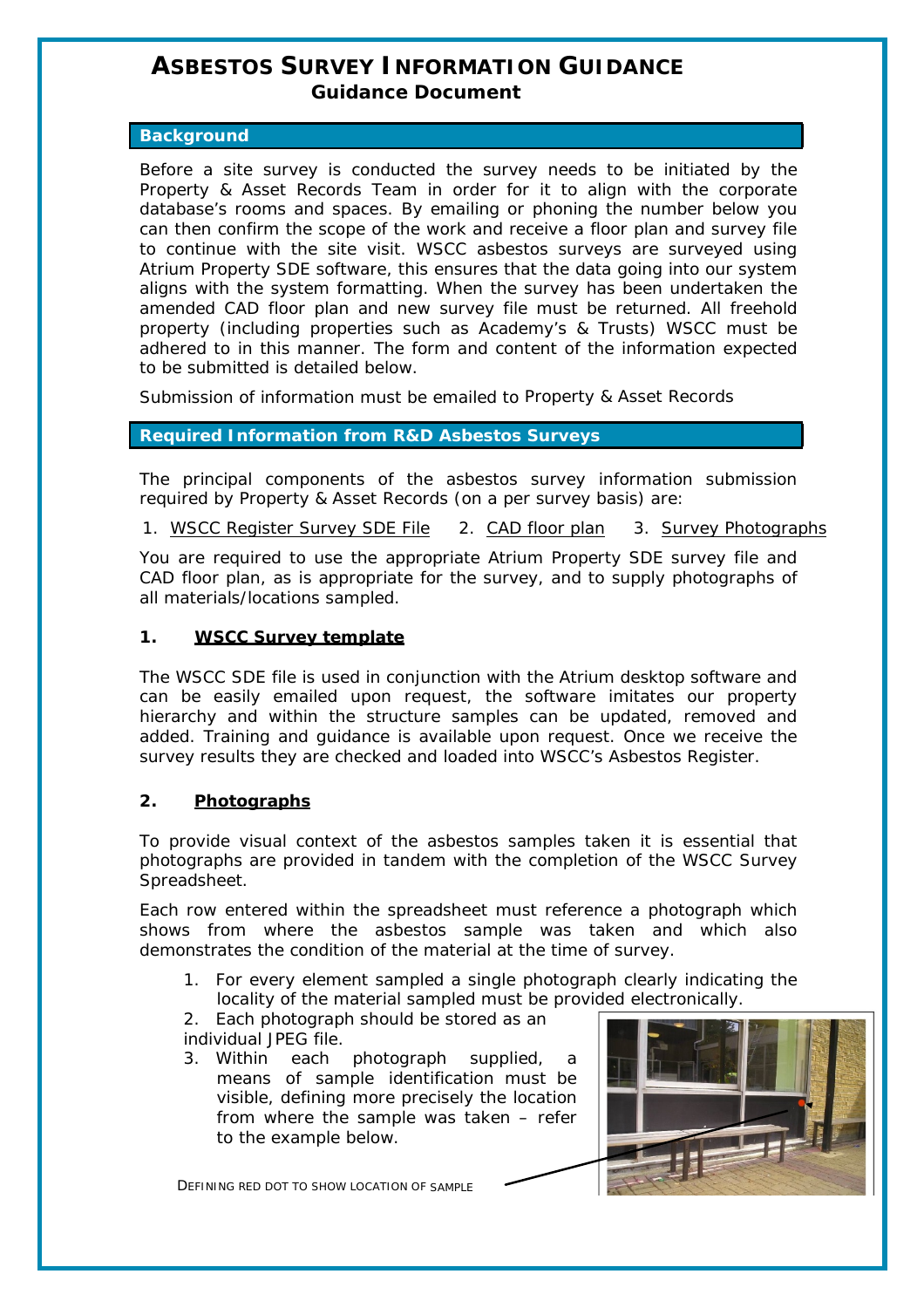# ASBESTOS SURVEY INFORMATION GUIDANCE

**Guidance Document**

## Background

Before a site survey is conducted the survey needs to be initiated by the Property & Asset Records Team in order for it to align with the corporate database's rooms and spaces. By emailing or phoning the number below you can then confirm the scope of the work and receive a floor plan and survey file to continue with the site visit. WSCC asbestos surveys are surveyed using Atrium Property SDE software, this ensures that the data going into our system aligns with the system formatting. When the survey has been undertaken the amended CAD floor plan and new survey file must be returned. All freehold property (including properties such as Academy's & Trusts) WSCC must be adhered to in this manner. The form and content of the information expected to be submitted is detailed below.

Submission of information must be emailed to Property & Asset Records

## Required Information from R&D Asbestos Surveys

The principal components of the asbestos survey information submission required by Property & Asset Records (on a per survey basis) are:

1. WSCC Register Survey SDE File 2. CAD floor plan 3. Survey Photographs

You are required to use the appropriate Atrium Property SDE survey file and CAD floor plan, as is appropriate for the survey, and to supply photographs of all materials/locations sampled.

### 1. WSCC Survey template

The WSCC SDE file is used in conjunction with the Atrium desktop software and can be easily emailed upon request, the software imitates our property hierarchy and within the structure samples can be updated, removed and added. Training and guidance is available upon request. Once we receive the survey results they are checked and loaded into WSCC's Asbestos Register.

### 2. Photographs

To provide visual context of the asbestos samples taken it is essential that photographs are provided in tandem with the completion of the WSCC Survey Spreadsheet.

Each row entered within the spreadsheet must reference a photograph which shows from where the asbestos sample was taken and which also demonstrates the condition of the material at the time of survey.

1. For every element sampled a single photograph clearly indicating the locality of the material sampled must be provided electronically.
2. Each photograph should be stored as an individual JPEG file.
3. Within each photograph supplied, a means of sample identification must be visible, defining more precisely the location from where the sample was taken – refer to the example below.

DEFINING RED DOT TO SHOW LOCATION OF SAMPLE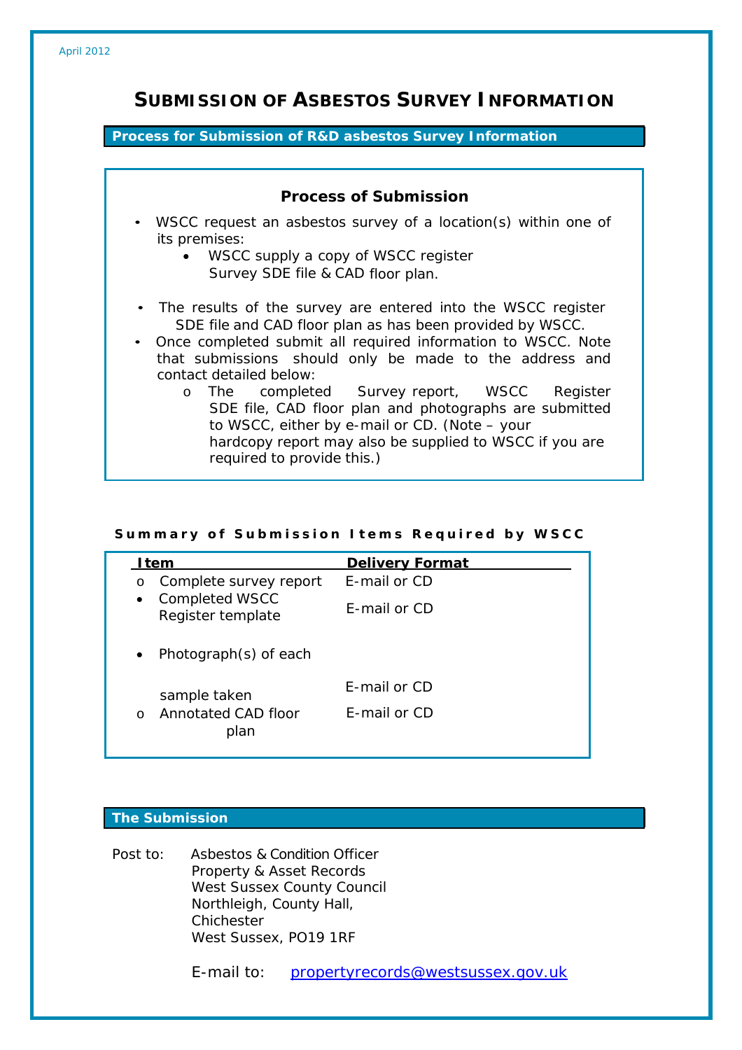April 2012

# SUBMISSION OF ASBESTOS SURVEY INFORMATION

## Process for Submission of R&D asbestos Survey Information

### Process of Submission

- WSCC request an asbestos survey of a location(s) within one of its premises:
  - WSCC supply a copy of WSCC register Survey SDE file & CAD floor plan.
- The results of the survey are entered into the WSCC register SDE file and CAD floor plan as has been provided by WSCC.
- Once completed submit all required information to WSCC. Note that submissions should only be made to the address and contact detailed below:
  - The completed Survey report, WSCC Register SDE file, CAD floor plan and photographs are submitted to WSCC, either by e-mail or CD. (Note – your hardcopy report may also be supplied to WSCC if you are required to provide this.)

**Summary of Submission Items Required by WSCC**

| Item | Delivery Format |
|---|---|
| Complete survey report | E-mail or CD |
| Completed WSCC Register template | E-mail or CD |
| Photograph(s) of each sample taken | E-mail or CD |
| Annotated CAD floor plan | E-mail or CD |

## The Submission

Post to: Asbestos & Condition Officer
Property & Asset Records
West Sussex County Council
Northleigh, County Hall,
Chichester
West Sussex, PO19 1RF

E-mail to: propertyrecords@westsussex.gov.uk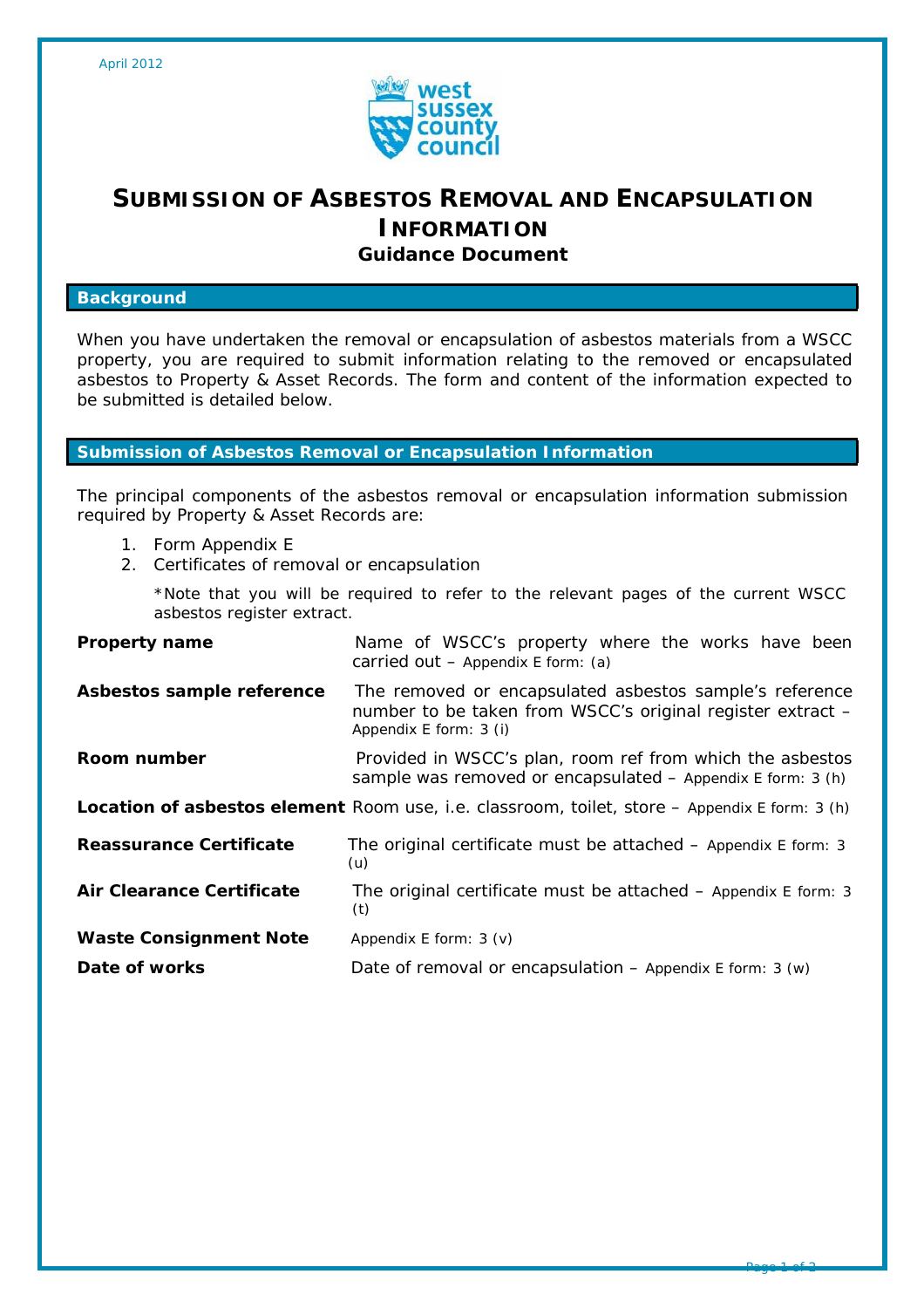April 2012

# SUBMISSION OF ASBESTOS REMOVAL AND ENCAPSULATION INFORMATION

### Guidance Document

## Background

When you have undertaken the removal or encapsulation of asbestos materials from a WSCC property, you are required to submit information relating to the removed or encapsulated asbestos to Property & Asset Records. The form and content of the information expected to be submitted is detailed below.

## Submission of Asbestos Removal or Encapsulation Information

The principal components of the asbestos removal or encapsulation information submission required by Property & Asset Records are:

1. Form Appendix E
2. Certificates of removal or encapsulation

*Note that you will be required to refer to the relevant pages of the current WSCC asbestos register extract.

| | |
|---|---|
| **Property name** | Name of WSCC's property where the works have been carried out – Appendix E form: (a) |
| **Asbestos sample reference** | The removed or encapsulated asbestos sample's reference number to be taken from WSCC's original register extract – Appendix E form: 3 (i) |
| **Room number** | Provided in WSCC's plan, room ref from which the asbestos sample was removed or encapsulated – Appendix E form: 3 (h) |
| **Location of asbestos element** | Room use, i.e. classroom, toilet, store – Appendix E form: 3 (h) |
| **Reassurance Certificate** | The original certificate must be attached – Appendix E form: 3 (u) |
| **Air Clearance Certificate** | The original certificate must be attached – Appendix E form: 3 (t) |
| **Waste Consignment Note** | Appendix E form: 3 (v) |
| **Date of works** | Date of removal or encapsulation – Appendix E form: 3 (w) |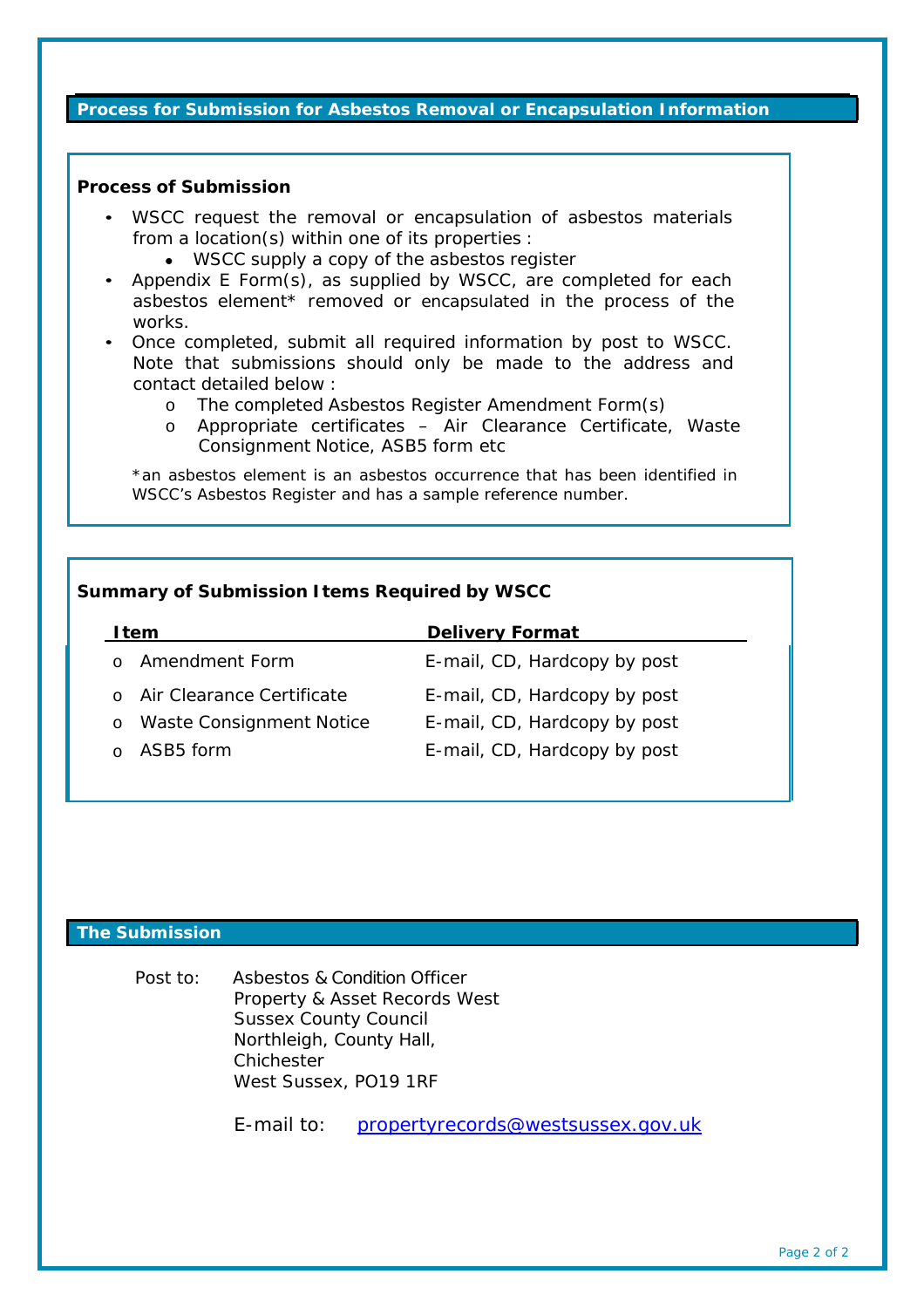## Process for Submission for Asbestos Removal or Encapsulation Information

### Process of Submission

- WSCC request the removal or encapsulation of asbestos materials from a location(s) within one of its properties :
  - WSCC supply a copy of the asbestos register
- Appendix E Form(s), as supplied by WSCC, are completed for each asbestos element* removed or encapsulated in the process of the works.
- Once completed, submit all required information by post to WSCC. Note that submissions should only be made to the address and contact detailed below :
  - The completed Asbestos Register Amendment Form(s)
  - Appropriate certificates – Air Clearance Certificate, Waste Consignment Notice, ASB5 form etc

*an asbestos element is an asbestos occurrence that has been identified in WSCC's Asbestos Register and has a sample reference number.

### Summary of Submission Items Required by WSCC

| Item | Delivery Format |
| --- | --- |
| Amendment Form | E-mail, CD, Hardcopy by post |
| Air Clearance Certificate | E-mail, CD, Hardcopy by post |
| Waste Consignment Notice | E-mail, CD, Hardcopy by post |
| ASB5 form | E-mail, CD, Hardcopy by post |

## The Submission

Post to: Asbestos & Condition Officer
Property & Asset Records West
Sussex County Council
Northleigh, County Hall,
Chichester
West Sussex, PO19 1RF

E-mail to: propertyrecords@westsussex.gov.uk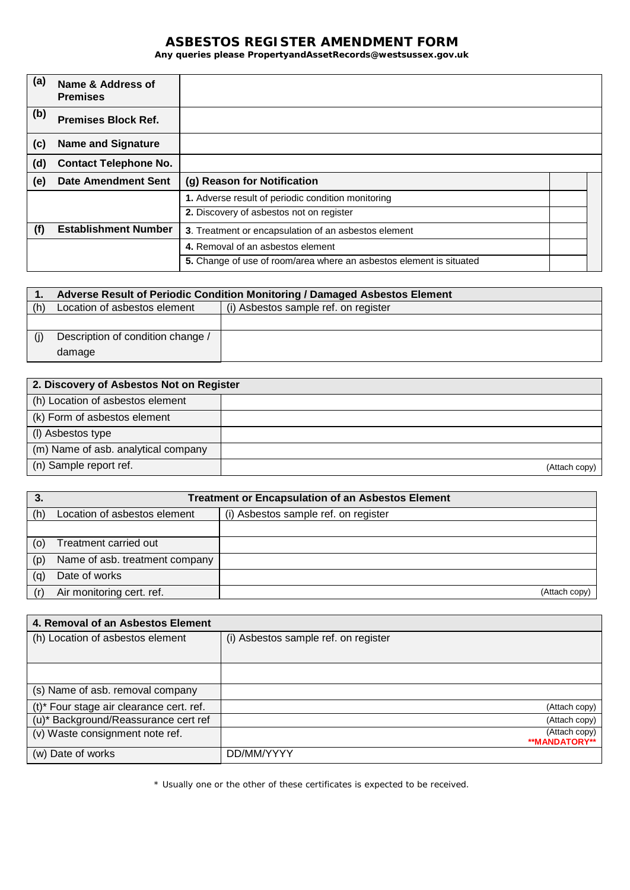# ASBESTOS REGISTER AMENDMENT FORM

**Any queries please PropertyandAssetRecords@westsussex.gov.uk**

| | | | |
|---|---|---|---|
| **(a)** | **Name & Address of Premises** | | |
| **(b)** | **Premises Block Ref.** | | |
| **(c)** | **Name and Signature** | | |
| **(d)** | **Contact Telephone No.** | | |
| **(e)** | **Date Amendment Sent** | **(g) Reason for Notification** | |
| | | **1.** Adverse result of periodic condition monitoring | |
| | | **2.** Discovery of asbestos not on register | |
| **(f)** | **Establishment Number** | **3**. Treatment or encapsulation of an asbestos element | |
| | | **4.** Removal of an asbestos element | |
| | | **5.** Change of use of room/area where an asbestos element is situated | |

| **1.** | **Adverse Result of Periodic Condition Monitoring / Damaged Asbestos Element** | |
|---|---|---|
| (h) | Location of asbestos element | (i) Asbestos sample ref. on register |
| | | |
| (j) | Description of condition change / damage | |

| **2. Discovery of Asbestos Not on Register** | |
|---|---|
| (h) Location of asbestos element | |
| (k) Form of asbestos element | |
| (l) Asbestos type | |
| (m) Name of asb. analytical company | |
| (n) Sample report ref. | (Attach copy) |

| **3.** | **Treatment or Encapsulation of an Asbestos Element** | |
|---|---|---|
| (h) | Location of asbestos element | (i) Asbestos sample ref. on register |
| | | |
| (o) | Treatment carried out | |
| (p) | Name of asb. treatment company | |
| (q) | Date of works | |
| (r) | Air monitoring cert. ref. | (Attach copy) |

| **4. Removal of an Asbestos Element** | |
|---|---|
| (h) Location of asbestos element | (i) Asbestos sample ref. on register |
| | |
| (s) Name of asb. removal company | |
| (t)* Four stage air clearance cert. ref. | (Attach copy) |
| (u)* Background/Reassurance cert ref | (Attach copy) |
| (v) Waste consignment note ref. | (Attach copy) **MANDATORY** |
| (w) Date of works | DD/MM/YYYY |

* Usually one or the other of these certificates is expected to be received.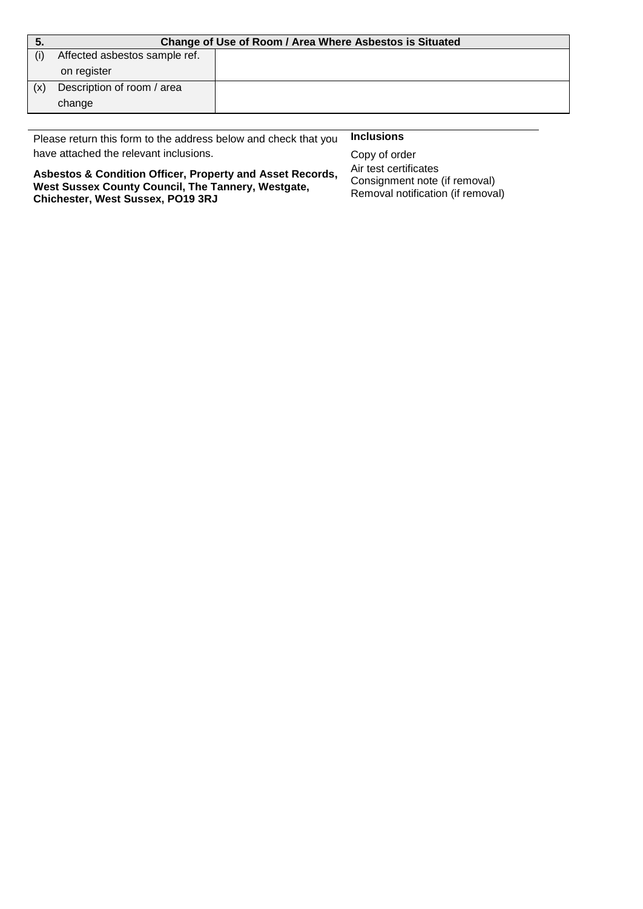| 5. | Change of Use of Room / Area Where Asbestos is Situated | |
|---|---|---|
| (i) | Affected asbestos sample ref. on register | |
| (x) | Description of room / area change | |

Please return this form to the address below and check that you have attached the relevant inclusions.

**Asbestos & Condition Officer, Property and Asset Records, West Sussex County Council, The Tannery, Westgate, Chichester, West Sussex, PO19 3RJ**

**Inclusions**

Copy of order
Air test certificates
Consignment note (if removal)
Removal notification (if removal)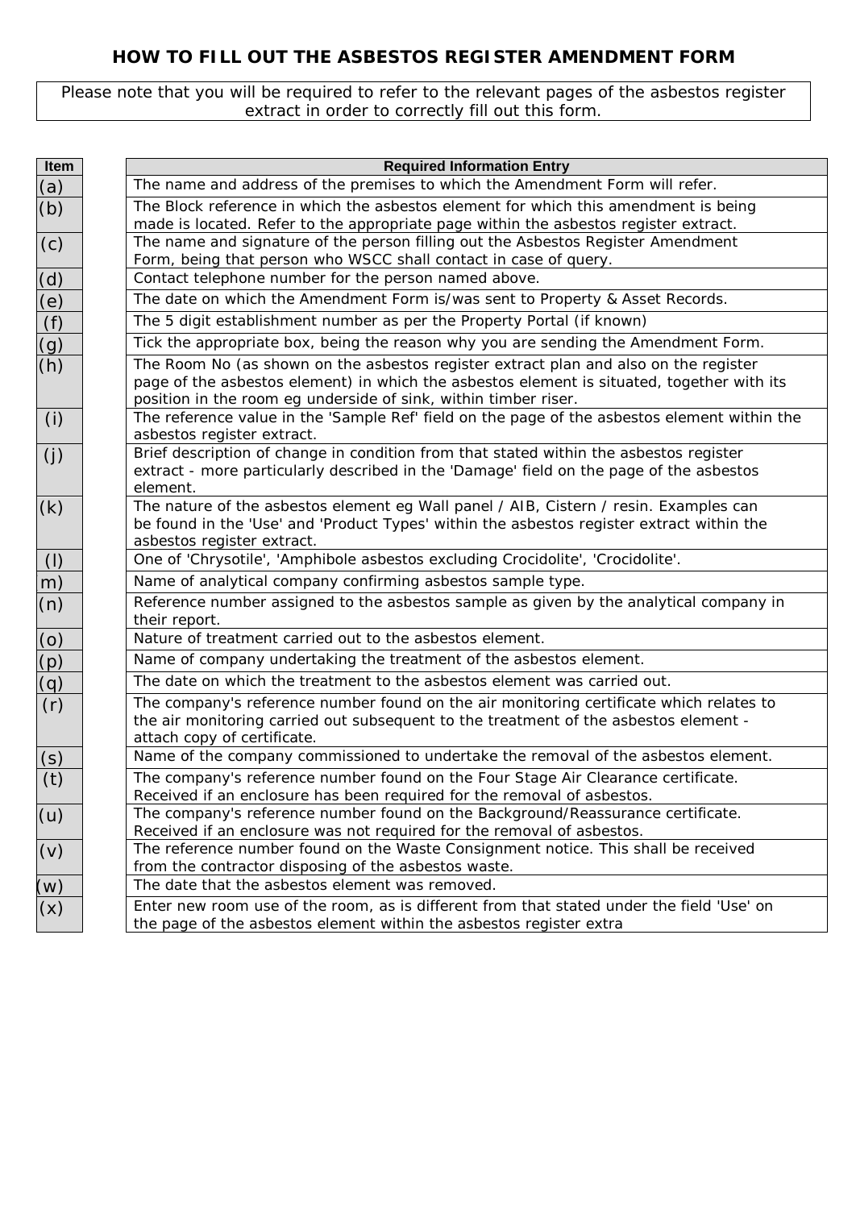## HOW TO FILL OUT THE ASBESTOS REGISTER AMENDMENT FORM

Please note that you will be required to refer to the relevant pages of the asbestos register extract in order to correctly fill out this form.

| Item | Required Information Entry |
|---|---|
| (a) | The name and address of the premises to which the Amendment Form will refer. |
| (b) | The Block reference in which the asbestos element for which this amendment is being made is located. Refer to the appropriate page within the asbestos register extract. |
| (c) | The name and signature of the person filling out the Asbestos Register Amendment Form, being that person who WSCC shall contact in case of query. |
| (d) | Contact telephone number for the person named above. |
| (e) | The date on which the Amendment Form is/was sent to Property & Asset Records. |
| (f) | The 5 digit establishment number as per the Property Portal (if known) |
| (g) | Tick the appropriate box, being the reason why you are sending the Amendment Form. |
| (h) | The Room No (as shown on the asbestos register extract plan and also on the register page of the asbestos element) in which the asbestos element is situated, together with its position in the room eg underside of sink, within timber riser. |
| (i) | The reference value in the 'Sample Ref' field on the page of the asbestos element within the asbestos register extract. |
| (j) | Brief description of change in condition from that stated within the asbestos register extract - more particularly described in the 'Damage' field on the page of the asbestos element. |
| (k) | The nature of the asbestos element eg Wall panel / AIB, Cistern / resin. Examples can be found in the 'Use' and 'Product Types' within the asbestos register extract within the asbestos register extract. |
| (l) | One of 'Chrysotile', 'Amphibole asbestos excluding Crocidolite', 'Crocidolite'. |
| m) | Name of analytical company confirming asbestos sample type. |
| (n) | Reference number assigned to the asbestos sample as given by the analytical company in their report. |
| (o) | Nature of treatment carried out to the asbestos element. |
| (p) | Name of company undertaking the treatment of the asbestos element. |
| (q) | The date on which the treatment to the asbestos element was carried out. |
| (r) | The company's reference number found on the air monitoring certificate which relates to the air monitoring carried out subsequent to the treatment of the asbestos element - attach copy of certificate. |
| (s) | Name of the company commissioned to undertake the removal of the asbestos element. |
| (t) | The company's reference number found on the Four Stage Air Clearance certificate. Received if an enclosure has been required for the removal of asbestos. |
| (u) | The company's reference number found on the Background/Reassurance certificate. Received if an enclosure was not required for the removal of asbestos. |
| (v) | The reference number found on the Waste Consignment notice. This shall be received from the contractor disposing of the asbestos waste. |
| (w) | The date that the asbestos element was removed. |
| (x) | Enter new room use of the room, as is different from that stated under the field 'Use' on the page of the asbestos element within the asbestos register extra |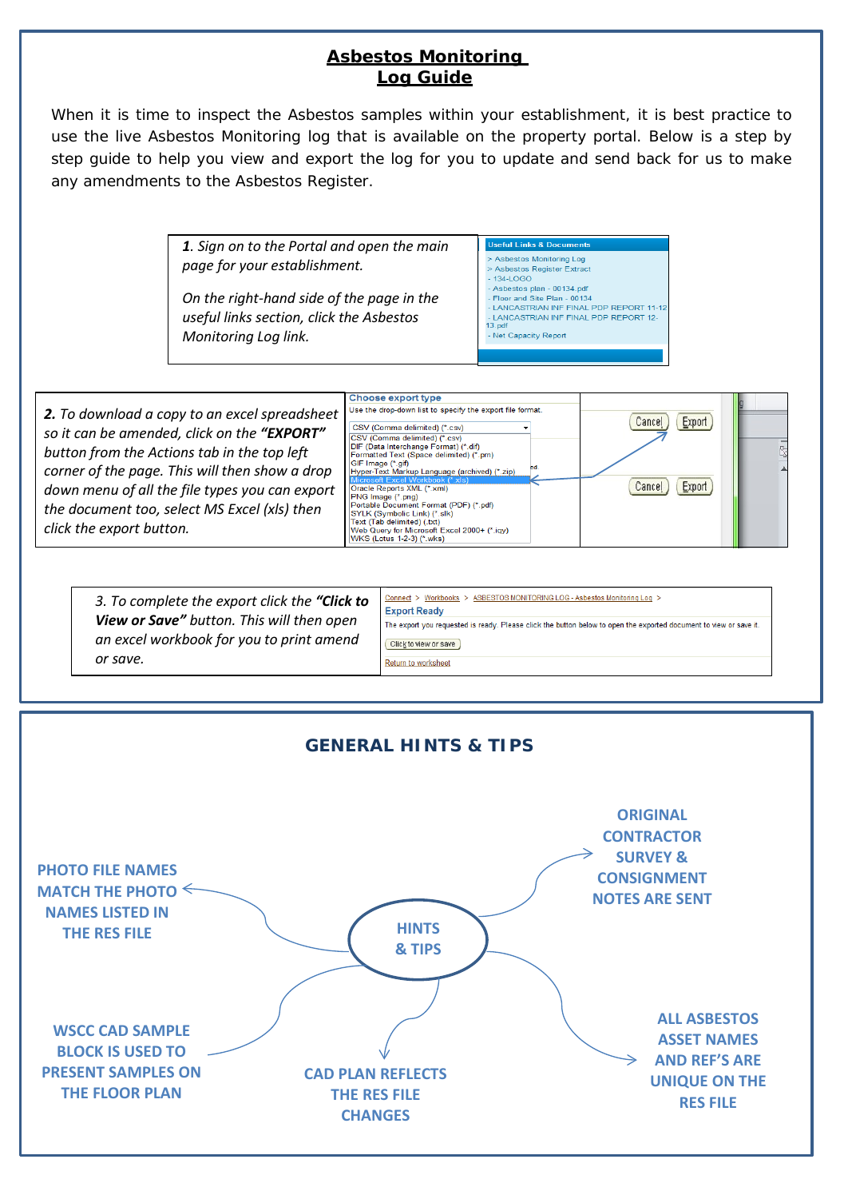# Asbestos Monitoring Log Guide

When it is time to inspect the Asbestos samples within your establishment, it is best practice to use the live Asbestos Monitoring log that is available on the property portal. Below is a step by step guide to help you view and export the log for you to update and send back for us to make any amendments to the Asbestos Register.

*__1__. Sign on to the Portal and open the main page for your establishment.*

*On the right-hand side of the page in the useful links section, click the Asbestos Monitoring Log link.*

Useful Links & Documents

- > Asbestos Monitoring Log
- > Asbestos Register Extract
- - 134-LOGO
- - Asbestos plan - 00134.pdf
- - Floor and Site Plan - 00134
- - LANCASTRIAN INF FINAL PDP REPORT 11-12
- - LANCASTRIAN INF FINAL PDP REPORT 12-13.pdf
- - Net Capacity Report

*__2.__ To download a copy to an excel spreadsheet so it can be amended, click on the __"EXPORT"__ button from the Actions tab in the top left corner of the page. This will then show a drop down menu of all the file types you can export the document too, select MS Excel (xls) then click the export button.*

Choose export type

Use the drop-down list to specify the export file format.

CSV (Comma delimited) (*.csv)

- CSV (Comma delimited) (*.csv)
- DIF (Data Interchange Format) (*.dif)
- Formatted Text (Space delimited) (*.prn)
- GIF Image (*.gif)
- Hyper-Text Markup Language (archived) (*.zip)
- Microsoft Excel Workbook (*.xls)
- Oracle Reports XML (*.xml)
- PNG Image (*.png)
- Portable Document Format (PDF) (*.pdf)
- SYLK (Symbolic Link) (*.slk)
- Text (Tab delimited) (.txt)
- Web Query for Microsoft Excel 2000+ (*.iqy)
- WKS (Lotus 1-2-3) (*.wks)

Cancel | Export

Cancel | Export

*3. To complete the export click the __"Click to View or Save"__ button. This will then open an excel workbook for you to print amend or save.*

Connect > Workbooks > ASBESTOS MONITORING LOG - Asbestos Monitoring Log >

Export Ready

The export you requested is ready. Please click the button below to open the exported document to view or save it.

Click to view or save

Return to worksheet

## GENERAL HINTS & TIPS

HINTS & TIPS

- PHOTO FILE NAMES MATCH THE PHOTO NAMES LISTED IN THE RES FILE
- ORIGINAL CONTRACTOR SURVEY & CONSIGNMENT NOTES ARE SENT
- WSCC CAD SAMPLE BLOCK IS USED TO PRESENT SAMPLES ON THE FLOOR PLAN
- CAD PLAN REFLECTS THE RES FILE CHANGES
- ALL ASBESTOS ASSET NAMES AND REF'S ARE UNIQUE ON THE RES FILE